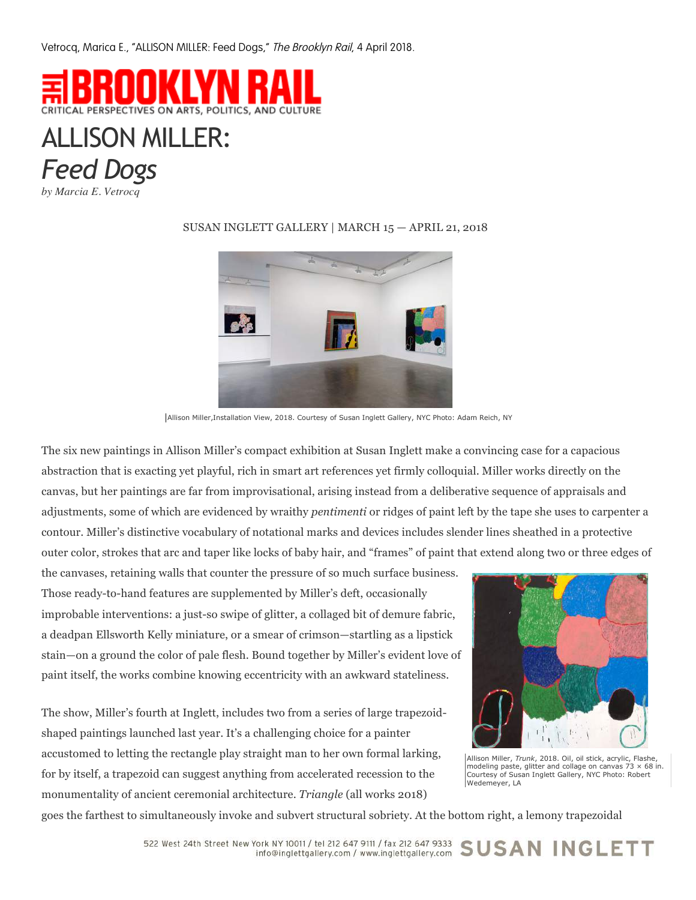Vetrocq, Marica E., "ALLISON MILLER: Feed Dogs," *The Brooklyn Rail*, 4 April 2018.

THE BROOKLYN RAIL
CRITICAL PERSPECTIVES ON ARTS, POLITICS, AND CULTURE

# ALLISON MILLER: *Feed Dogs*

*by Marcia E. Vetrocq*

SUSAN INGLETT GALLERY | MARCH 15 — APRIL 21, 2018

Allison Miller,Installation View, 2018. Courtesy of Susan Inglett Gallery, NYC Photo: Adam Reich, NY

The six new paintings in Allison Miller's compact exhibition at Susan Inglett make a convincing case for a capacious abstraction that is exacting yet playful, rich in smart art references yet firmly colloquial. Miller works directly on the canvas, but her paintings are far from improvisational, arising instead from a deliberative sequence of appraisals and adjustments, some of which are evidenced by wraithy *pentimenti* or ridges of paint left by the tape she uses to carpenter a contour. Miller's distinctive vocabulary of notational marks and devices includes slender lines sheathed in a protective outer color, strokes that arc and taper like locks of baby hair, and "frames" of paint that extend along two or three edges of the canvases, retaining walls that counter the pressure of so much surface business. Those ready-to-hand features are supplemented by Miller's deft, occasionally improbable interventions: a just-so swipe of glitter, a collaged bit of demure fabric, a deadpan Ellsworth Kelly miniature, or a smear of crimson—startling as a lipstick stain—on a ground the color of pale flesh. Bound together by Miller's evident love of paint itself, the works combine knowing eccentricity with an awkward stateliness.

Allison Miller, *Trunk*, 2018. Oil, oil stick, acrylic, Flashe, modeling paste, glitter and collage on canvas 73 × 68 in. Courtesy of Susan Inglett Gallery, NYC Photo: Robert Wedemeyer, LA

The show, Miller's fourth at Inglett, includes two from a series of large trapezoid-shaped paintings launched last year. It's a challenging choice for a painter accustomed to letting the rectangle play straight man to her own formal larking, for by itself, a trapezoid can suggest anything from accelerated recession to the monumentality of ancient ceremonial architecture. *Triangle* (all works 2018) goes the farthest to simultaneously invoke and subvert structural sobriety. At the bottom right, a lemony trapezoidal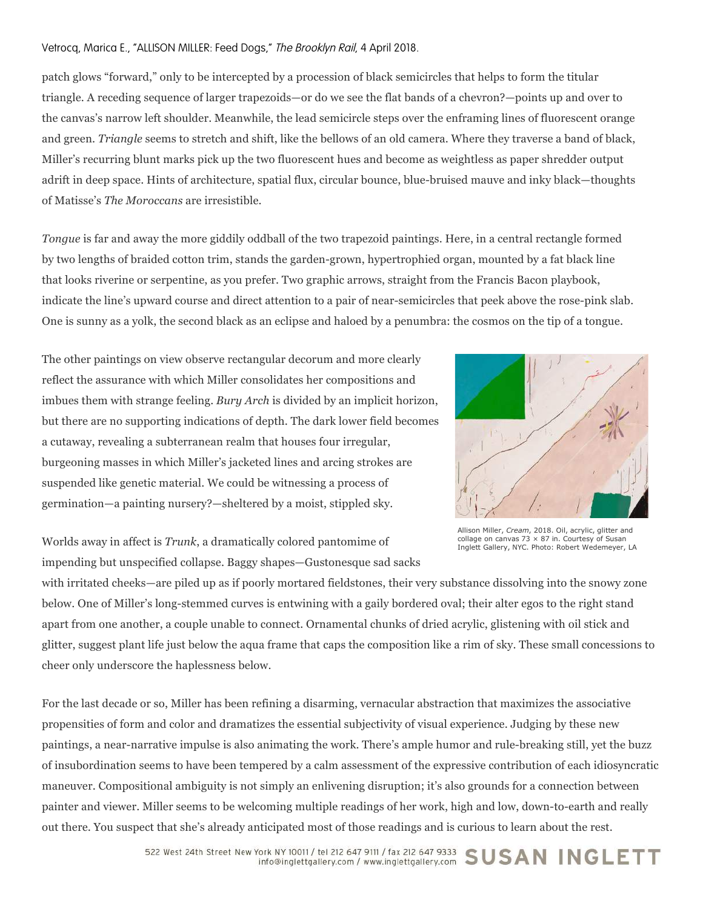patch glows "forward," only to be intercepted by a procession of black semicircles that helps to form the titular triangle. A receding sequence of larger trapezoids—or do we see the flat bands of a chevron?—points up and over to the canvas's narrow left shoulder. Meanwhile, the lead semicircle steps over the enframing lines of fluorescent orange and green. *Triangle* seems to stretch and shift, like the bellows of an old camera. Where they traverse a band of black, Miller's recurring blunt marks pick up the two fluorescent hues and become as weightless as paper shredder output adrift in deep space. Hints of architecture, spatial flux, circular bounce, blue-bruised mauve and inky black—thoughts of Matisse's *The Moroccans* are irresistible.

*Tongue* is far and away the more giddily oddball of the two trapezoid paintings. Here, in a central rectangle formed by two lengths of braided cotton trim, stands the garden-grown, hypertrophied organ, mounted by a fat black line that looks riverine or serpentine, as you prefer. Two graphic arrows, straight from the Francis Bacon playbook, indicate the line's upward course and direct attention to a pair of near-semicircles that peek above the rose-pink slab. One is sunny as a yolk, the second black as an eclipse and haloed by a penumbra: the cosmos on the tip of a tongue.

The other paintings on view observe rectangular decorum and more clearly reflect the assurance with which Miller consolidates her compositions and imbues them with strange feeling. *Bury Arch* is divided by an implicit horizon, but there are no supporting indications of depth. The dark lower field becomes a cutaway, revealing a subterranean realm that houses four irregular, burgeoning masses in which Miller's jacketed lines and arcing strokes are suspended like genetic material. We could be witnessing a process of germination—a painting nursery?—sheltered by a moist, stippled sky.

Allison Miller, *Cream*, 2018. Oil, acrylic, glitter and collage on canvas 73 × 87 in. Courtesy of Susan Inglett Gallery, NYC. Photo: Robert Wedemeyer, LA

Worlds away in affect is *Trunk*, a dramatically colored pantomime of impending but unspecified collapse. Baggy shapes—Gustonesque sad sacks with irritated cheeks—are piled up as if poorly mortared fieldstones, their very substance dissolving into the snowy zone below. One of Miller's long-stemmed curves is entwining with a gaily bordered oval; their alter egos to the right stand apart from one another, a couple unable to connect. Ornamental chunks of dried acrylic, glistening with oil stick and glitter, suggest plant life just below the aqua frame that caps the composition like a rim of sky. These small concessions to cheer only underscore the haplessness below.

For the last decade or so, Miller has been refining a disarming, vernacular abstraction that maximizes the associative propensities of form and color and dramatizes the essential subjectivity of visual experience. Judging by these new paintings, a near-narrative impulse is also animating the work. There's ample humor and rule-breaking still, yet the buzz of insubordination seems to have been tempered by a calm assessment of the expressive contribution of each idiosyncratic maneuver. Compositional ambiguity is not simply an enlivening disruption; it's also grounds for a connection between painter and viewer. Miller seems to be welcoming multiple readings of her work, high and low, down-to-earth and really out there. You suspect that she's already anticipated most of those readings and is curious to learn about the rest.